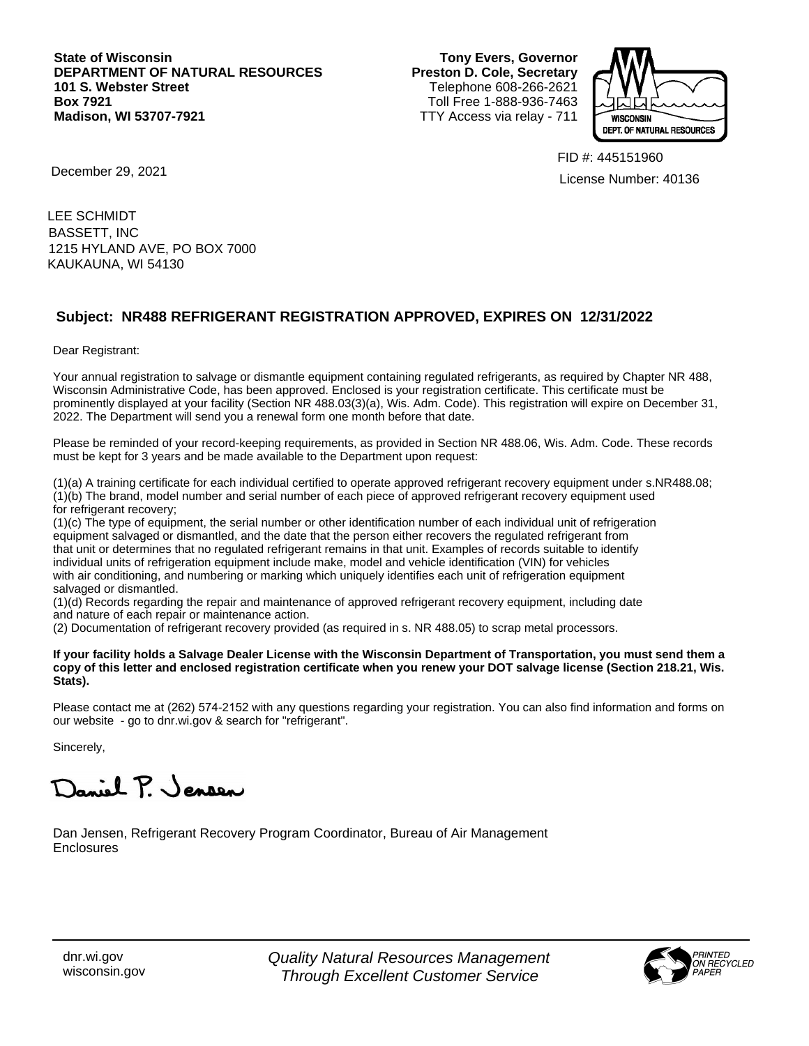**State of Wisconsin**
**DEPARTMENT OF NATURAL RESOURCES**
**101 S. Webster Street**
**Box 7921**
**Madison, WI 53707-7921**

**Tony Evers, Governor**
**Preston D. Cole, Secretary**
Telephone 608-266-2621
Toll Free 1-888-936-7463
TTY Access via relay - 711

WISCONSIN DEPT. OF NATURAL RESOURCES

FID #: 445151960

License Number: 40136

December 29, 2021

LEE SCHMIDT
BASSETT, INC
1215 HYLAND AVE, PO BOX 7000
KAUKAUNA, WI 54130

## Subject: NR488 REFRIGERANT REGISTRATION APPROVED, EXPIRES ON 12/31/2022

Dear Registrant:

Your annual registration to salvage or dismantle equipment containing regulated refrigerants, as required by Chapter NR 488, Wisconsin Administrative Code, has been approved. Enclosed is your registration certificate. This certificate must be prominently displayed at your facility (Section NR 488.03(3)(a), Wis. Adm. Code). This registration will expire on December 31, 2022. The Department will send you a renewal form one month before that date.

Please be reminded of your record-keeping requirements, as provided in Section NR 488.06, Wis. Adm. Code. These records must be kept for 3 years and be made available to the Department upon request:

(1)(a) A training certificate for each individual certified to operate approved refrigerant recovery equipment under s.NR488.08;
(1)(b) The brand, model number and serial number of each piece of approved refrigerant recovery equipment used for refrigerant recovery;
(1)(c) The type of equipment, the serial number or other identification number of each individual unit of refrigeration equipment salvaged or dismantled, and the date that the person either recovers the regulated refrigerant from that unit or determines that no regulated refrigerant remains in that unit. Examples of records suitable to identify individual units of refrigeration equipment include make, model and vehicle identification (VIN) for vehicles with air conditioning, and numbering or marking which uniquely identifies each unit of refrigeration equipment salvaged or dismantled.
(1)(d) Records regarding the repair and maintenance of approved refrigerant recovery equipment, including date and nature of each repair or maintenance action.
(2) Documentation of refrigerant recovery provided (as required in s. NR 488.05) to scrap metal processors.

**If your facility holds a Salvage Dealer License with the Wisconsin Department of Transportation, you must send them a copy of this letter and enclosed registration certificate when you renew your DOT salvage license (Section 218.21, Wis. Stats).**

Please contact me at (262) 574-2152 with any questions regarding your registration. You can also find information and forms on our website - go to dnr.wi.gov & search for "refrigerant".

Sincerely,

Daniel P. Jensen

Dan Jensen, Refrigerant Recovery Program Coordinator, Bureau of Air Management
Enclosures

dnr.wi.gov
wisconsin.gov

*Quality Natural Resources Management Through Excellent Customer Service*

*PRINTED ON RECYCLED PAPER*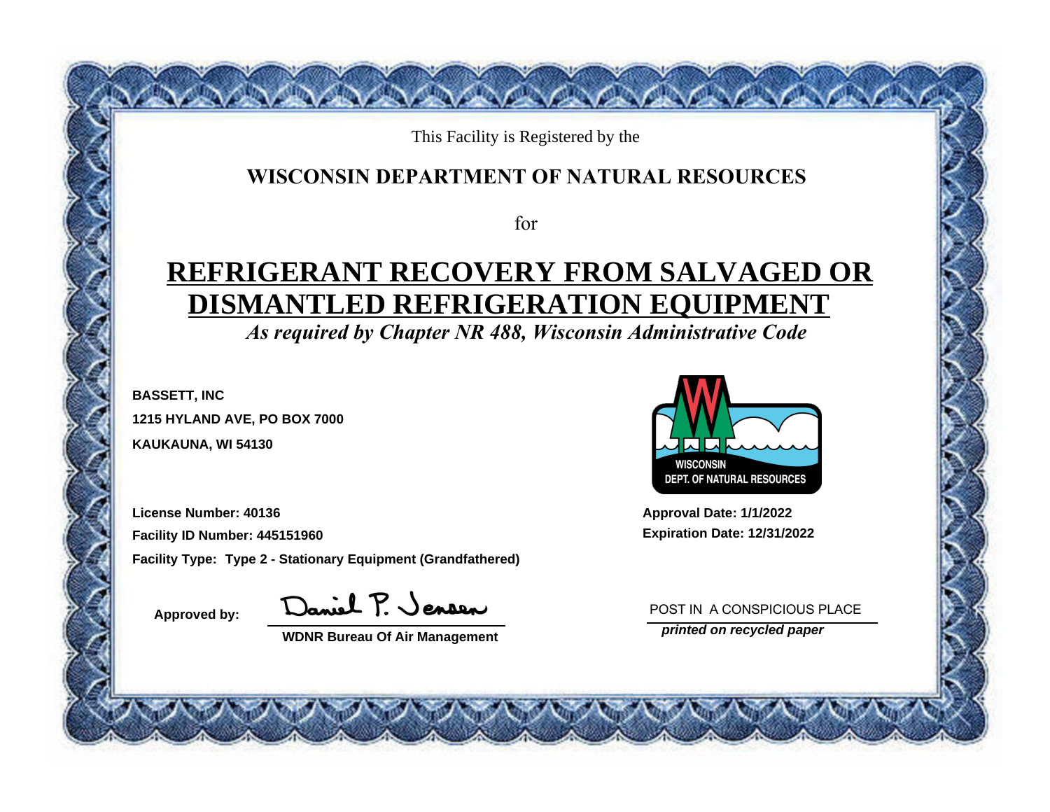This Facility is Registered by the

## WISCONSIN DEPARTMENT OF NATURAL RESOURCES

for

# REFRIGERANT RECOVERY FROM SALVAGED OR DISMANTLED REFRIGERATION EQUIPMENT

***As required by Chapter NR 488, Wisconsin Administrative Code***

**BASSETT, INC**
**1215 HYLAND AVE, PO BOX 7000**
**KAUKAUNA, WI 54130**

WISCONSIN
DEPT. OF NATURAL RESOURCES

**License Number: 40136**
**Facility ID Number: 445151960**
**Facility Type: Type 2 - Stationary Equipment (Grandfathered)**

**Approval Date: 1/1/2022**
**Expiration Date: 12/31/2022**

**Approved by:** Daniel P. Jensen
**WDNR Bureau Of Air Management**

POST IN A CONSPICIOUS PLACE

***printed on recycled paper***